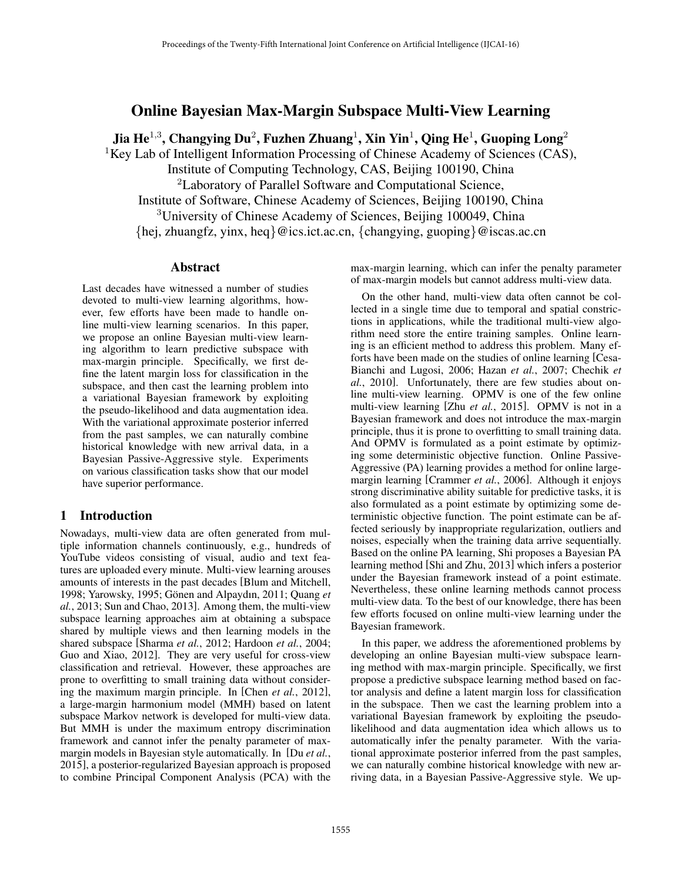# Online Bayesian Max-Margin Subspace Multi-View Learning

**Jia He[1,3], Changying Du[2], Fuzhen Zhuang[1], Xin Yin[1], Qing He[1], Guoping Long[2]**

[1]Key Lab of Intelligent Information Processing of Chinese Academy of Sciences (CAS), Institute of Computing Technology, CAS, Beijing 100190, China

[2]Laboratory of Parallel Software and Computational Science, Institute of Software, Chinese Academy of Sciences, Beijing 100190, China

[3]University of Chinese Academy of Sciences, Beijing 100049, China

{hej, zhuangfz, yinx, heq}@ics.ict.ac.cn, {changying, guoping}@iscas.ac.cn

## Abstract

Last decades have witnessed a number of studies devoted to multi-view learning algorithms, however, few efforts have been made to handle online multi-view learning scenarios. In this paper, we propose an online Bayesian multi-view learning algorithm to learn predictive subspace with max-margin principle. Specifically, we first define the latent margin loss for classification in the subspace, and then cast the learning problem into a variational Bayesian framework by exploiting the pseudo-likelihood and data augmentation idea. With the variational approximate posterior inferred from the past samples, we can naturally combine historical knowledge with new arrival data, in a Bayesian Passive-Aggressive style. Experiments on various classification tasks show that our model have superior performance.

## 1 Introduction

Nowadays, multi-view data are often generated from multiple information channels continuously, e.g., hundreds of YouTube videos consisting of visual, audio and text features are uploaded every minute. Multi-view learning arouses amounts of interests in the past decades [Blum and Mitchell, 1998; Yarowsky, 1995; Gönen and Alpaydın, 2011; Quang *et al.*, 2013; Sun and Chao, 2013]. Among them, the multi-view subspace learning approaches aim at obtaining a subspace shared by multiple views and then learning models in the shared subspace [Sharma *et al.*, 2012; Hardoon *et al.*, 2004; Guo and Xiao, 2012]. They are very useful for cross-view classification and retrieval. However, these approaches are prone to overfitting to small training data without considering the maximum margin principle. In [Chen *et al.*, 2012], a large-margin harmonium model (MMH) based on latent subspace Markov network is developed for multi-view data. But MMH is under the maximum entropy discrimination framework and cannot infer the penalty parameter of max-margin models in Bayesian style automatically. In [Du *et al.*, 2015], a posterior-regularized Bayesian approach is proposed to combine Principal Component Analysis (PCA) with the max-margin learning, which can infer the penalty parameter of max-margin models but cannot address multi-view data.

On the other hand, multi-view data often cannot be collected in a single time due to temporal and spatial constrictions in applications, while the traditional multi-view algorithm need store the entire training samples. Online learning is an efficient method to address this problem. Many efforts have been made on the studies of online learning [Cesa-Bianchi and Lugosi, 2006; Hazan *et al.*, 2007; Chechik *et al.*, 2010]. Unfortunately, there are few studies about online multi-view learning. OPMV is one of the few online multi-view learning [Zhu *et al.*, 2015]. OPMV is not in a Bayesian framework and does not introduce the max-margin principle, thus it is prone to overfitting to small training data. And OPMV is formulated as a point estimate by optimizing some deterministic objective function. Online Passive-Aggressive (PA) learning provides a method for online large-margin learning [Crammer *et al.*, 2006]. Although it enjoys strong discriminative ability suitable for predictive tasks, it is also formulated as a point estimate by optimizing some deterministic objective function. The point estimate can be affected seriously by inappropriate regularization, outliers and noises, especially when the training data arrive sequentially. Based on the online PA learning, Shi proposes a Bayesian PA learning method [Shi and Zhu, 2013] which infers a posterior under the Bayesian framework instead of a point estimate. Nevertheless, these online learning methods cannot process multi-view data. To the best of our knowledge, there has been few efforts focused on online multi-view learning under the Bayesian framework.

In this paper, we address the aforementioned problems by developing an online Bayesian multi-view subspace learning method with max-margin principle. Specifically, we first propose a predictive subspace learning method based on factor analysis and define a latent margin loss for classification in the subspace. Then we cast the learning problem into a variational Bayesian framework by exploiting the pseudo-likelihood and data augmentation idea which allows us to automatically infer the penalty parameter. With the variational approximate posterior inferred from the past samples, we can naturally combine historical knowledge with new arriving data, in a Bayesian Passive-Aggressive style. We up-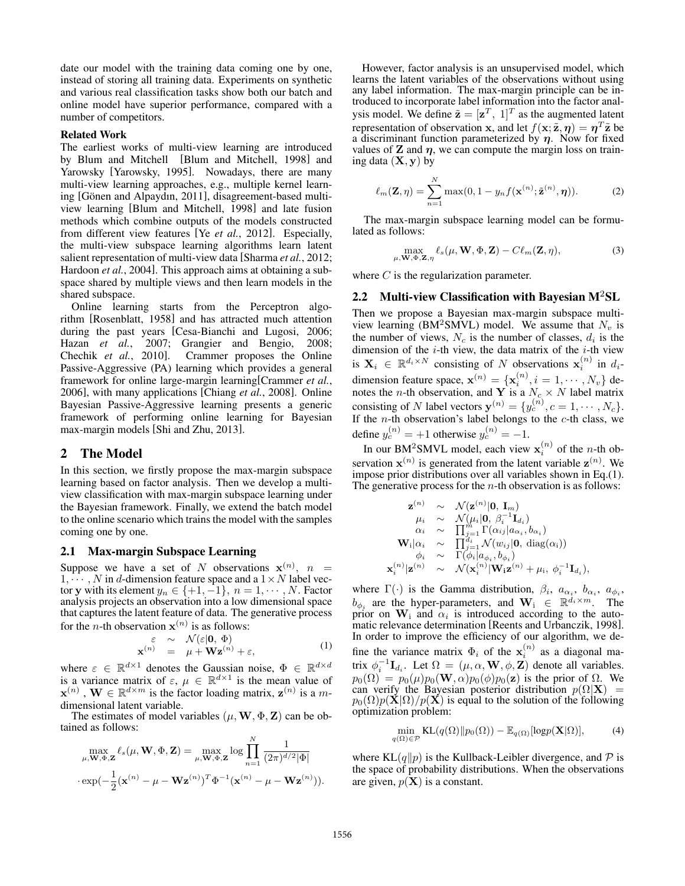date our model with the training data coming one by one, instead of storing all training data. Experiments on synthetic and various real classification tasks show both our batch and online model have superior performance, compared with a number of competitors.

### Related Work

The earliest works of multi-view learning are introduced by Blum and Mitchell [Blum and Mitchell, 1998] and Yarowsky [Yarowsky, 1995]. Nowadays, there are many multi-view learning approaches, e.g., multiple kernel learning [Gönen and Alpaydın, 2011], disagreement-based multi-view learning [Blum and Mitchell, 1998] and late fusion methods which combine outputs of the models constructed from different view features [Ye *et al.*, 2012]. Especially, the multi-view subspace learning algorithms learn latent salient representation of multi-view data [Sharma *et al.*, 2012; Hardoon *et al.*, 2004]. This approach aims at obtaining a subspace shared by multiple views and then learn models in the shared subspace.

Online learning starts from the Perceptron algorithm [Rosenblatt, 1958] and has attracted much attention during the past years [Cesa-Bianchi and Lugosi, 2006; Hazan *et al.*, 2007; Grangier and Bengio, 2008; Chechik *et al.*, 2010]. Crammer proposes the Online Passive-Aggressive (PA) learning which provides a general framework for online large-margin learning[Crammer *et al.*, 2006], with many applications [Chiang *et al.*, 2008]. Online Bayesian Passive-Aggressive learning presents a generic framework of performing online learning for Bayesian max-margin models [Shi and Zhu, 2013].

## 2 The Model

In this section, we firstly propose the max-margin subspace learning based on factor analysis. Then we develop a multi-view classification with max-margin subspace learning under the Bayesian framework. Finally, we extend the batch model to the online scenario which trains the model with the samples coming one by one.

### 2.1 Max-margin Subspace Learning

Suppose we have a set of $N$ observations $\mathbf{x}^{(n)}$, $n = 1, \cdots, N$ in $d$-dimension feature space and a $1 \times N$ label vector $\mathbf{y}$ with its element $y_n \in \{+1, -1\}$, $n = 1, \cdots, N$. Factor analysis projects an observation into a low dimensional space that captures the latent feature of data. The generative process for the $n$-th observation $\mathbf{x}^{(n)}$ is as follows:

$$\begin{aligned} \varepsilon &\sim \mathcal{N}(\varepsilon|\mathbf{0},\ \Phi) \\ \mathbf{x}^{(n)} &= \mu + \mathbf{W}\mathbf{z}^{(n)} + \varepsilon, \end{aligned} \tag{1}$$

where $\varepsilon \in \mathbb{R}^{d\times 1}$ denotes the Gaussian noise, $\Phi \in \mathbb{R}^{d\times d}$ is a variance matrix of $\varepsilon$, $\mu \in \mathbb{R}^{d\times 1}$ is the mean value of $\mathbf{x}^{(n)}$ , $\mathbf{W} \in \mathbb{R}^{d\times m}$ is the factor loading matrix, $\mathbf{z}^{(n)}$ is a $m$-dimensional latent variable.

The estimates of model variables $(\mu, \mathbf{W}, \Phi, \mathbf{Z})$ can be obtained as follows:

$$\max_{\mu,\mathbf{W},\Phi,\mathbf{Z}} \ell_s(\mu, \mathbf{W}, \Phi, \mathbf{Z}) = \max_{\mu,\mathbf{W},\Phi,\mathbf{Z}} \log \prod_{n=1}^{N} \frac{1}{(2\pi)^{d/2}|\Phi|} \cdot \exp(-\frac{1}{2}(\mathbf{x}^{(n)} - \mu - \mathbf{W}\mathbf{z}^{(n)})^T \Phi^{-1} (\mathbf{x}^{(n)} - \mu - \mathbf{W}\mathbf{z}^{(n)})).$$

However, factor analysis is an unsupervised model, which learns the latent variables of the observations without using any label information. The max-margin principle can be introduced to incorporate label information into the factor analysis model. We define $\tilde{\mathbf{z}} = [\mathbf{z}^T,\ 1]^T$ as the augmented latent representation of observation $\mathbf{x}$, and let $f(\mathbf{x}; \tilde{\mathbf{z}}, \boldsymbol{\eta}) = \boldsymbol{\eta}^T\tilde{\mathbf{z}}$ be a discriminant function parameterized by $\boldsymbol{\eta}$. Now for fixed values of $\mathbf{Z}$ and $\boldsymbol{\eta}$, we can compute the margin loss on training data $(\mathbf{X}, \mathbf{y})$ by

$$\ell_m(\mathbf{Z}, \eta) = \sum_{n=1}^{N} \max(0, 1 - y_n f(\mathbf{x}^{(n)}; \tilde{\mathbf{z}}^{(n)}, \boldsymbol{\eta})). \tag{2}$$

The max-margin subspace learning model can be formulated as follows:

$$\max_{\mu,\mathbf{W},\Phi,\mathbf{Z},\eta} \ell_s(\mu, \mathbf{W}, \Phi, \mathbf{Z}) - C\ell_m(\mathbf{Z}, \eta), \tag{3}$$

where $C$ is the regularization parameter.

### 2.2 Multi-view Classification with Bayesian M$^2$SL

Then we propose a Bayesian max-margin subspace multi-view learning (BM$^2$SMVL) model. We assume that $N_v$ is the number of views, $N_c$ is the number of classes, $d_i$ is the dimension of the $i$-th view, the data matrix of the $i$-th view is $\mathbf{X}_i \in \mathbb{R}^{d_i\times N}$ consisting of $N$ observations $\mathbf{x}_i^{(n)}$ in $d_i$-dimension feature space, $\mathbf{x}^{(n)} = \{\mathbf{x}_i^{(n)}, i = 1, \cdots, N_v\}$ denotes the $n$-th observation, and $\mathbf{Y}$ is a $N_c \times N$ label matrix consisting of $N$ label vectors $\mathbf{y}^{(n)} = \{y_c^{(n)}, c = 1, \cdots, N_c\}$. If the $n$-th observation's label belongs to the $c$-th class, we define $y_c^{(n)} = +1$ otherwise $y_c^{(n)} = -1$.

In our BM$^2$SMVL model, each view $\mathbf{x}_i^{(n)}$ of the $n$-th observation $\mathbf{x}^{(n)}$ is generated from the latent variable $\mathbf{z}^{(n)}$. We impose prior distributions over all variables shown in Eq.(1). The generative process for the $n$-th observation is as follows:

$$\begin{aligned} \mathbf{z}^{(n)} &\sim \mathcal{N}(\mathbf{z}^{(n)}|\mathbf{0},\ \mathbf{I}_m) \\ \mu_i &\sim \mathcal{N}(\mu_i|\mathbf{0},\ \beta_i^{-1}\mathbf{I}_{d_i}) \\ \alpha_i &\sim \textstyle\prod_{j=1}^{m} \Gamma(\alpha_{ij}|a_{\alpha_i}, b_{\alpha_i}) \\ \mathbf{W}_i|\alpha_i &\sim \textstyle\prod_{j=1}^{d_i} \mathcal{N}(w_{ij}|\mathbf{0},\ \mathrm{diag}(\alpha_i)) \\ \phi_i &\sim \Gamma(\phi_i|a_{\phi_i}, b_{\phi_i}) \\ \mathbf{x}_i^{(n)}|\mathbf{z}^{(n)} &\sim \mathcal{N}(\mathbf{x}_i^{(n)}|\mathbf{W}_i\mathbf{z}^{(n)} + \mu_i,\ \phi_i^{-1}\mathbf{I}_{d_i}), \end{aligned}$$

where $\Gamma(\cdot)$ is the Gamma distribution, $\beta_i$, $a_{\alpha_i}$, $b_{\alpha_i}$, $a_{\phi_i}$, $b_{\phi_i}$ are the hyper-parameters, and $\mathbf{W}_i \in \mathbb{R}^{d_i\times m}$. The prior on $\mathbf{W}_i$ and $\alpha_i$ is introduced according to the automatic relevance determination [Reents and Urbanczik, 1998]. In order to improve the efficiency of our algorithm, we define the variance matrix $\Phi_i$ of the $\mathbf{x}_i^{(n)}$ as a diagonal matrix $\phi_i^{-1}\mathbf{I}_{d_i}$. Let $\Omega = (\mu, \alpha, \mathbf{W}, \phi, \mathbf{Z})$ denote all variables. $p_0(\Omega) = p_0(\mu)p_0(\mathbf{W}, \alpha)p_0(\phi)p_0(\mathbf{z})$ is the prior of $\Omega$. We can verify the Bayesian posterior distribution $p(\Omega|\mathbf{X}) = p_0(\Omega)p(\mathbf{X}|\Omega)/p(\mathbf{X})$ is equal to the solution of the following optimization problem:

$$\min_{q(\Omega)\in\mathcal{P}} \mathrm{KL}(q(\Omega)\|p_0(\Omega)) - \mathbb{E}_{q(\Omega)}[\log p(\mathbf{X}|\Omega)], \tag{4}$$

where $\mathrm{KL}(q\|p)$ is the Kullback-Leibler divergence, and $\mathcal{P}$ is the space of probability distributions. When the observations are given, $p(\mathbf{X})$ is a constant.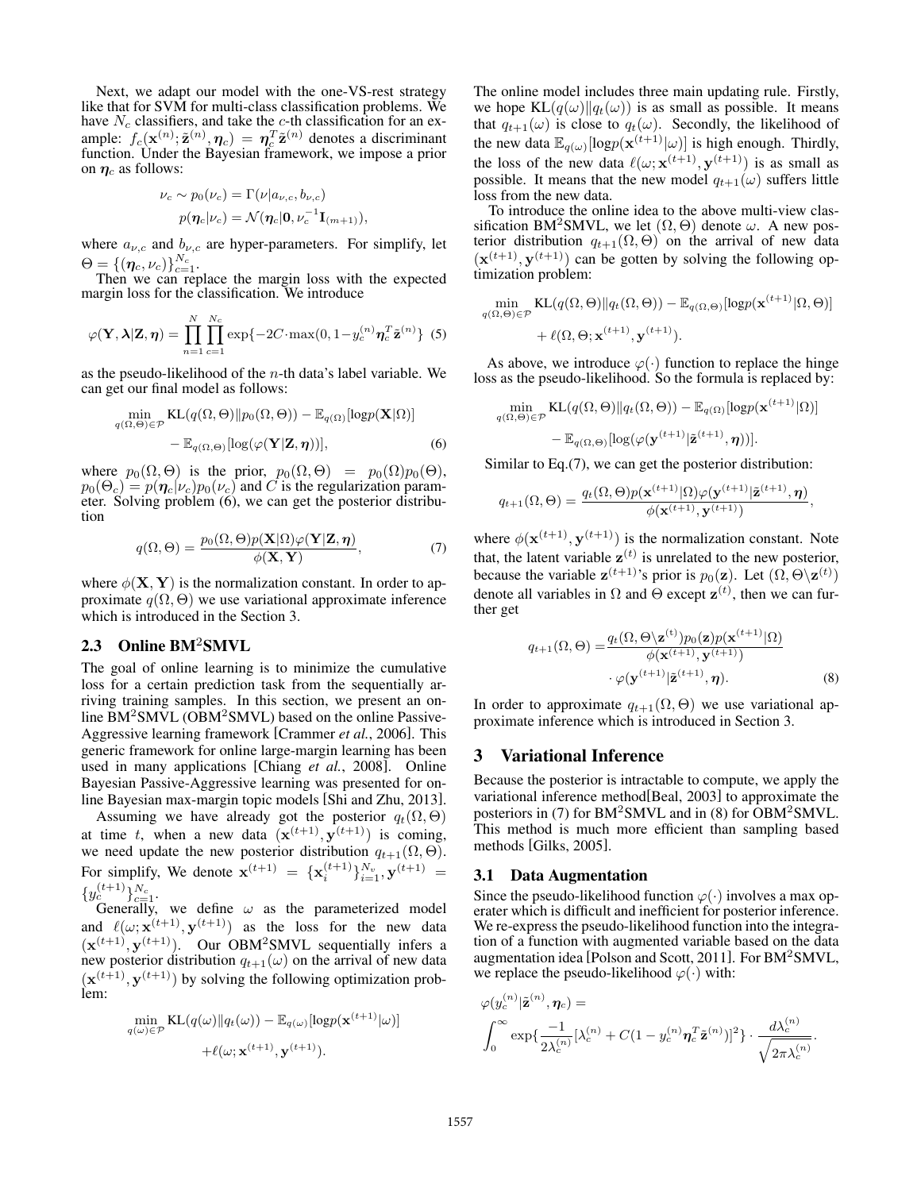Next, we adapt our model with the one-VS-rest strategy like that for SVM for multi-class classification problems. We have $N_c$ classifiers, and take the $c$-th classification for an example: $f_c(\mathbf{x}^{(n)}; \tilde{\mathbf{z}}^{(n)}, \boldsymbol{\eta}_c) = \boldsymbol{\eta}_c^T \tilde{\mathbf{z}}^{(n)}$ denotes a discriminant function. Under the Bayesian framework, we impose a prior on $\boldsymbol{\eta}_c$ as follows:

$$\nu_c \sim p_0(\nu_c) = \Gamma(\nu | a_{\nu,c}, b_{\nu,c})$$

$$p(\boldsymbol{\eta}_c | \nu_c) = \mathcal{N}(\boldsymbol{\eta}_c | \mathbf{0}, \nu_c^{-1} \mathbf{I}_{(m+1)}),$$

where $a_{\nu,c}$ and $b_{\nu,c}$ are hyper-parameters. For simplify, let $\Theta = \{(\boldsymbol{\eta}_c, \nu_c)\}_{c=1}^{N_c}$.

Then we can replace the margin loss with the expected margin loss for the classification. We introduce

$$\varphi(\mathbf{Y}, \boldsymbol{\lambda} | \mathbf{Z}, \boldsymbol{\eta}) = \prod_{n=1}^{N} \prod_{c=1}^{N_c} \exp\{-2C \cdot \max(0, 1 - y_c^{(n)} \boldsymbol{\eta}_c^T \tilde{\mathbf{z}}^{(n)}\} \quad (5)$$

as the pseudo-likelihood of the $n$-th data's label variable. We can get our final model as follows:

$$\min_{q(\Omega,\Theta) \in \mathcal{P}} \mathrm{KL}(q(\Omega, \Theta) \| p_0(\Omega, \Theta)) - \mathbb{E}_{q(\Omega)}[\log p(\mathbf{X} | \Omega)] - \mathbb{E}_{q(\Omega,\Theta)}[\log(\varphi(\mathbf{Y} | \mathbf{Z}, \boldsymbol{\eta}))], \quad (6)$$

where $p_0(\Omega, \Theta)$ is the prior, $p_0(\Omega, \Theta) = p_0(\Omega) p_0(\Theta)$, $p_0(\Theta_c) = p(\boldsymbol{\eta}_c | \nu_c) p_0(\nu_c)$ and $C$ is the regularization parameter. Solving problem (6), we can get the posterior distribution

$$q(\Omega, \Theta) = \frac{p_0(\Omega, \Theta) p(\mathbf{X} | \Omega) \varphi(\mathbf{Y} | \mathbf{Z}, \boldsymbol{\eta})}{\phi(\mathbf{X}, \mathbf{Y})}, \quad (7)$$

where $\phi(\mathbf{X}, \mathbf{Y})$ is the normalization constant. In order to approximate $q(\Omega, \Theta)$ we use variational approximate inference which is introduced in the Section 3.

## 2.3 Online BM$^2$SMVL

The goal of online learning is to minimize the cumulative loss for a certain prediction task from the sequentially arriving training samples. In this section, we present an online BM$^2$SMVL (OBM$^2$SMVL) based on the online Passive-Aggressive learning framework [Crammer *et al.*, 2006]. This generic framework for online large-margin learning has been used in many applications [Chiang *et al.*, 2008]. Online Bayesian Passive-Aggressive learning was presented for online Bayesian max-margin topic models [Shi and Zhu, 2013].

Assuming we have already got the posterior $q_t(\Omega, \Theta)$ at time $t$, when a new data $(\mathbf{x}^{(t+1)}, \mathbf{y}^{(t+1)})$ is coming, we need update the new posterior distribution $q_{t+1}(\Omega, \Theta)$. For simplify, We denote $\mathbf{x}^{(t+1)} = \{\mathbf{x}_i^{(t+1)}\}_{i=1}^{N_v}, \mathbf{y}^{(t+1)} = \{y_c^{(t+1)}\}_{c=1}^{N_c}$.

Generally, we define $\omega$ as the parameterized model and $\ell(\omega; \mathbf{x}^{(t+1)}, \mathbf{y}^{(t+1)})$ as the loss for the new data $(\mathbf{x}^{(t+1)}, \mathbf{y}^{(t+1)})$. Our OBM$^2$SMVL sequentially infers a new posterior distribution $q_{t+1}(\omega)$ on the arrival of new data $(\mathbf{x}^{(t+1)}, \mathbf{y}^{(t+1)})$ by solving the following optimization problem:

$$\min_{q(\omega) \in \mathcal{P}} \mathrm{KL}(q(\omega) \| q_t(\omega)) - \mathbb{E}_{q(\omega)}[\log p(\mathbf{x}^{(t+1)} | \omega)] + \ell(\omega; \mathbf{x}^{(t+1)}, \mathbf{y}^{(t+1)}).$$

The online model includes three main updating rule. Firstly, we hope $\mathrm{KL}(q(\omega) \| q_t(\omega))$ is as small as possible. It means that $q_{t+1}(\omega)$ is close to $q_t(\omega)$. Secondly, the likelihood of the new data $\mathbb{E}_{q(\omega)}[\log p(\mathbf{x}^{(t+1)} | \omega)]$ is high enough. Thirdly, the loss of the new data $\ell(\omega; \mathbf{x}^{(t+1)}, \mathbf{y}^{(t+1)})$ is as small as possible. It means that the new model $q_{t+1}(\omega)$ suffers little loss from the new data.

To introduce the online idea to the above multi-view classification BM$^2$SMVL, we let $(\Omega, \Theta)$ denote $\omega$. A new posterior distribution $q_{t+1}(\Omega, \Theta)$ on the arrival of new data $(\mathbf{x}^{(t+1)}, \mathbf{y}^{(t+1)})$ can be gotten by solving the following optimization problem:

$$\min_{q(\Omega,\Theta) \in \mathcal{P}} \mathrm{KL}(q(\Omega, \Theta) \| q_t(\Omega, \Theta)) - \mathbb{E}_{q(\Omega,\Theta)}[\log p(\mathbf{x}^{(t+1)} | \Omega, \Theta)] + \ell(\Omega, \Theta; \mathbf{x}^{(t+1)}, \mathbf{y}^{(t+1)}).$$

As above, we introduce $\varphi(\cdot)$ function to replace the hinge loss as the pseudo-likelihood. So the formula is replaced by:

$$\min_{q(\Omega,\Theta) \in \mathcal{P}} \mathrm{KL}(q(\Omega, \Theta) \| q_t(\Omega, \Theta)) - \mathbb{E}_{q(\Omega)}[\log p(\mathbf{x}^{(t+1)} | \Omega)] - \mathbb{E}_{q(\Omega,\Theta)}[\log(\varphi(\mathbf{y}^{(t+1)} | \tilde{\mathbf{z}}^{(t+1)}, \boldsymbol{\eta}))].$$

Similar to Eq.(7), we can get the posterior distribution:

$$q_{t+1}(\Omega, \Theta) = \frac{q_t(\Omega, \Theta) p(\mathbf{x}^{(t+1)} | \Omega) \varphi(\mathbf{y}^{(t+1)} | \tilde{\mathbf{z}}^{(t+1)}, \boldsymbol{\eta})}{\phi(\mathbf{x}^{(t+1)}, \mathbf{y}^{(t+1)})},$$

where $\phi(\mathbf{x}^{(t+1)}, \mathbf{y}^{(t+1)})$ is the normalization constant. Note that, the latent variable $\mathbf{z}^{(t)}$ is unrelated to the new posterior, because the variable $\mathbf{z}^{(t+1)}$'s prior is $p_0(\mathbf{z})$. Let $(\Omega, \Theta \backslash \mathbf{z}^{(t)})$ denote all variables in $\Omega$ and $\Theta$ except $\mathbf{z}^{(t)}$, then we can further get

$$q_{t+1}(\Omega, \Theta) = \frac{q_t(\Omega, \Theta \backslash \mathbf{z}^{(t)}) p_0(\mathbf{z}) p(\mathbf{x}^{(t+1)} | \Omega)}{\phi(\mathbf{x}^{(t+1)}, \mathbf{y}^{(t+1)})} \cdot \varphi(\mathbf{y}^{(t+1)} | \tilde{\mathbf{z}}^{(t+1)}, \boldsymbol{\eta}). \quad (8)$$

In order to approximate $q_{t+1}(\Omega, \Theta)$ we use variational approximate inference which is introduced in Section 3.

# 3 Variational Inference

Because the posterior is intractable to compute, we apply the variational inference method[Beal, 2003] to approximate the posteriors in (7) for BM$^2$SMVL and in (8) for OBM$^2$SMVL. This method is much more efficient than sampling based methods [Gilks, 2005].

## 3.1 Data Augmentation

Since the pseudo-likelihood function $\varphi(\cdot)$ involves a max operater which is difficult and inefficient for posterior inference. We re-express the pseudo-likelihood function into the integration of a function with augmented variable based on the data augmentation idea [Polson and Scott, 2011]. For BM$^2$SMVL, we replace the pseudo-likelihood $\varphi(\cdot)$ with:

$$\varphi(y_c^{(n)} | \tilde{\mathbf{z}}^{(n)}, \boldsymbol{\eta}_c) = \int_0^{\infty} \exp\{\frac{-1}{2\lambda_c^{(n)}}[\lambda_c^{(n)} + C(1 - y_c^{(n)} \boldsymbol{\eta}_c^T \tilde{\mathbf{z}}^{(n)})]^2\} \cdot \frac{d\lambda_c^{(n)}}{\sqrt{2\pi\lambda_c^{(n)}}}.$$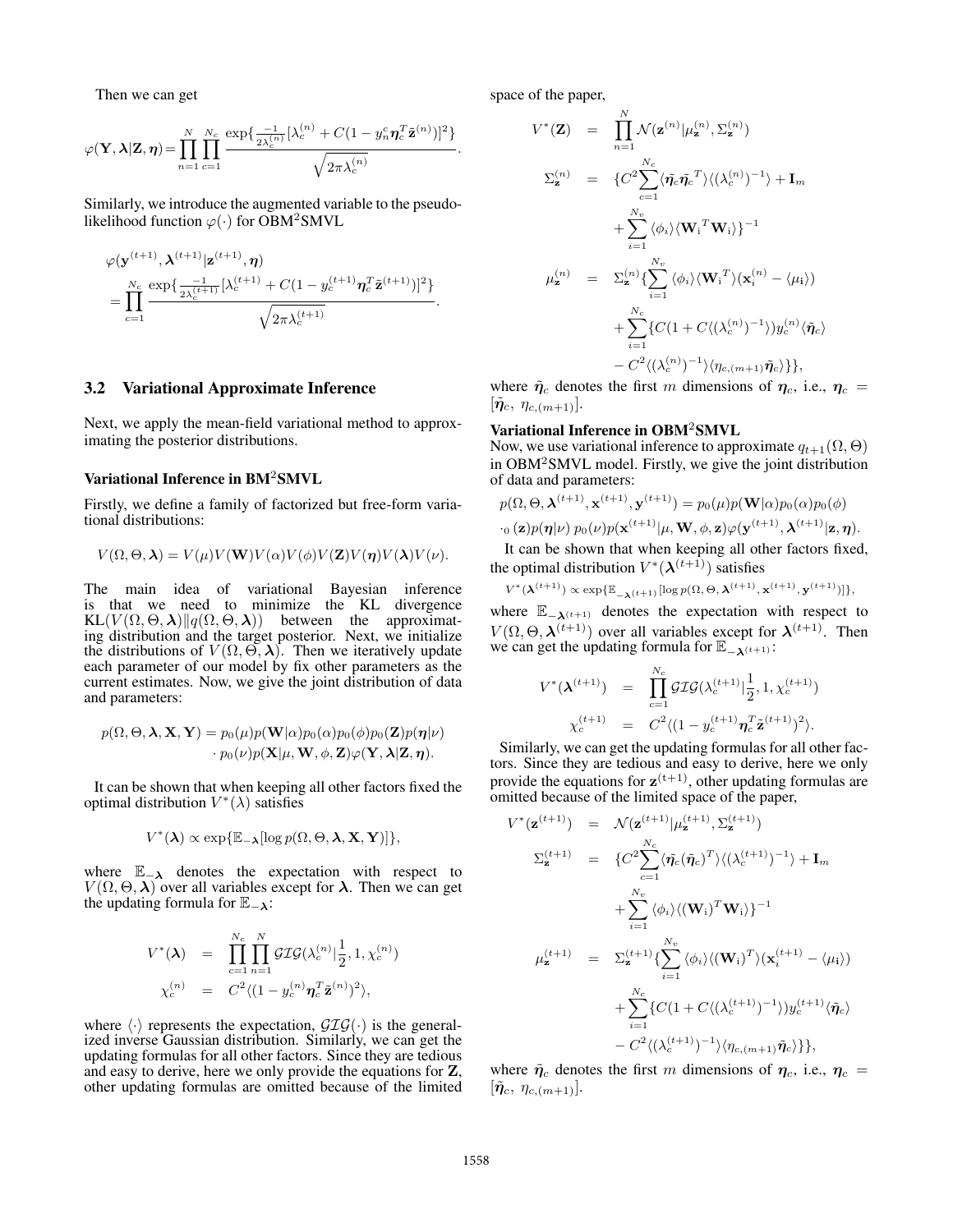Then we can get

$$\varphi(\mathbf{Y}, \boldsymbol{\lambda}|\mathbf{Z}, \boldsymbol{\eta}) = \prod_{n=1}^{N}\prod_{c=1}^{N_c} \frac{\exp\{\frac{-1}{2\lambda_c^{(n)}}[\lambda_c^{(n)} + C(1 - y_n^c \boldsymbol{\eta}_c^T \tilde{\mathbf{z}}^{(n)})]^2\}}{\sqrt{2\pi\lambda_c^{(n)}}}.$$

Similarly, we introduce the augmented variable to the pseudo-likelihood function $\varphi(\cdot)$ for OBM$^2$SMVL

$$\begin{aligned}
&\varphi(\mathbf{y}^{(t+1)}, \boldsymbol{\lambda}^{(t+1)}|\mathbf{z}^{(t+1)}, \boldsymbol{\eta}) \\
&= \prod_{c=1}^{N_c} \frac{\exp\{\frac{-1}{2\lambda_c^{(t+1)}}[\lambda_c^{(t+1)} + C(1 - y_c^{(t+1)} \boldsymbol{\eta}_c^T \tilde{\mathbf{z}}^{(t+1)})]^2\}}{\sqrt{2\pi\lambda_c^{(t+1)}}}.
\end{aligned}$$

## 3.2 Variational Approximate Inference

Next, we apply the mean-field variational method to approximating the posterior distributions.

### Variational Inference in BM$^2$SMVL

Firstly, we define a family of factorized but free-form variational distributions:

$$V(\Omega, \Theta, \boldsymbol{\lambda}) = V(\mu)V(\mathbf{W})V(\alpha)V(\phi)V(\mathbf{Z})V(\boldsymbol{\eta})V(\boldsymbol{\lambda})V(\nu).$$

The main idea of variational Bayesian inference is that we need to minimize the KL divergence $\mathrm{KL}(V(\Omega, \Theta, \boldsymbol{\lambda}) \| q(\Omega, \Theta, \boldsymbol{\lambda}))$ between the approximating distribution and the target posterior. Next, we initialize the distributions of $V(\Omega, \Theta, \boldsymbol{\lambda})$. Then we iteratively update each parameter of our model by fix other parameters as the current estimates. Now, we give the joint distribution of data and parameters:

$$\begin{aligned}
p(\Omega, \Theta, \boldsymbol{\lambda}, \mathbf{X}, \mathbf{Y}) = &\ p_0(\mu)p(\mathbf{W}|\alpha)p_0(\alpha)p_0(\phi)p_0(\mathbf{Z})p(\boldsymbol{\eta}|\nu) \\
&\cdot p_0(\nu)p(\mathbf{X}|\mu, \mathbf{W}, \phi, \mathbf{Z})\varphi(\mathbf{Y}, \boldsymbol{\lambda}|\mathbf{Z}, \boldsymbol{\eta}).
\end{aligned}$$

It can be shown that when keeping all other factors fixed the optimal distribution $V^*(\lambda)$ satisfies

$$V^*(\boldsymbol{\lambda}) \propto \exp\{\mathbb{E}_{-\boldsymbol{\lambda}}[\log p(\Omega, \Theta, \boldsymbol{\lambda}, \mathbf{X}, \mathbf{Y})]\},$$

where $\mathbb{E}_{-\boldsymbol{\lambda}}$ denotes the expectation with respect to $V(\Omega, \Theta, \boldsymbol{\lambda})$ over all variables except for $\boldsymbol{\lambda}$. Then we can get the updating formula for $\mathbb{E}_{-\boldsymbol{\lambda}}$:

$$\begin{aligned}
V^*(\boldsymbol{\lambda}) &= \prod_{c=1}^{N_c}\prod_{n=1}^{N} \mathcal{GIG}(\lambda_c^{(n)}|\frac{1}{2}, 1, \chi_c^{(n)}) \\
\chi_c^{(n)} &= C^2\langle(1 - y_c^{(n)}\boldsymbol{\eta}_c^T\tilde{\mathbf{z}}^{(n)})^2\rangle,
\end{aligned}$$

where $\langle\cdot\rangle$ represents the expectation, $\mathcal{GIG}(\cdot)$ is the generalized inverse Gaussian distribution. Similarly, we can get the updating formulas for all other factors. Since they are tedious and easy to derive, here we only provide the equations for $\mathbf{Z}$, other updating formulas are omitted because of the limited space of the paper,

$$\begin{aligned}
V^*(\mathbf{Z}) &= \prod_{n=1}^{N} \mathcal{N}(\mathbf{z}^{(n)}|\mu_{\mathbf{z}}^{(n)}, \Sigma_{\mathbf{z}}^{(n)}) \\
\Sigma_{\mathbf{z}}^{(n)} &= \{C^2\sum_{c=1}^{N_c}\langle\tilde{\boldsymbol{\eta}}_c\tilde{\boldsymbol{\eta}}_c{}^T\rangle\langle(\lambda_c^{(n)})^{-1}\rangle + \mathbf{I}_m \\
&\quad + \sum_{i=1}^{N_v}\langle\phi_i\rangle\langle\mathbf{W}_i{}^T\mathbf{W}_i\rangle\}^{-1} \\
\mu_{\mathbf{z}}^{(n)} &= \Sigma_{\mathbf{z}}^{(n)}\{\sum_{i=1}^{N_v}\langle\phi_i\rangle\langle\mathbf{W}_i{}^T\rangle(\mathbf{x}_i^{(n)} - \langle\mu_i\rangle) \\
&\quad + \sum_{i=1}^{N_c}\{C(1 + C\langle(\lambda_c^{(n)})^{-1}\rangle)y_c^{(n)}\langle\tilde{\boldsymbol{\eta}}_c\rangle \\
&\quad - C^2\langle(\lambda_c^{(n)})^{-1}\rangle\langle\eta_{c,(m+1)}\tilde{\boldsymbol{\eta}}_c\rangle\}\},
\end{aligned}$$

where $\tilde{\boldsymbol{\eta}}_c$ denotes the first $m$ dimensions of $\boldsymbol{\eta}_c$, i.e., $\boldsymbol{\eta}_c = [\tilde{\boldsymbol{\eta}}_c,\ \eta_{c,(m+1)}]$.

### Variational Inference in OBM$^2$SMVL

Now, we use variational inference to approximate $q_{t+1}(\Omega, \Theta)$ in OBM$^2$SMVL model. Firstly, we give the joint distribution of data and parameters:

$$\begin{aligned}
&p(\Omega, \Theta, \boldsymbol{\lambda}^{(t+1)}, \mathbf{x}^{(t+1)}, \mathbf{y}^{(t+1)}) = p_0(\mu)p(\mathbf{W}|\alpha)p_0(\alpha)p_0(\phi) \\
&\cdot_0 (\mathbf{z})p(\boldsymbol{\eta}|\nu)\ p_0(\nu)p(\mathbf{x}^{(t+1)}|\mu, \mathbf{W}, \phi, \mathbf{z})\varphi(\mathbf{y}^{(t+1)}, \boldsymbol{\lambda}^{(t+1)}|\mathbf{z}, \boldsymbol{\eta}).
\end{aligned}$$

It can be shown that when keeping all other factors fixed, the optimal distribution $V^*(\boldsymbol{\lambda}^{(t+1)})$ satisfies

$$V^*(\boldsymbol{\lambda}^{(t+1)}) \propto \exp\{\mathbb{E}_{-\boldsymbol{\lambda}^{(t+1)}}[\log p(\Omega, \Theta, \boldsymbol{\lambda}^{(t+1)}, \mathbf{x}^{(t+1)}, \mathbf{y}^{(t+1)})]\},$$

where $\mathbb{E}_{-\boldsymbol{\lambda}^{(t+1)}}$ denotes the expectation with respect to $V(\Omega, \Theta, \boldsymbol{\lambda}^{(t+1)})$ over all variables except for $\boldsymbol{\lambda}^{(t+1)}$. Then we can get the updating formula for $\mathbb{E}_{-\boldsymbol{\lambda}^{(t+1)}}$:

$$\begin{aligned}
V^*(\boldsymbol{\lambda}^{(t+1)}) &= \prod_{c=1}^{N_c} \mathcal{GIG}(\lambda_c^{(t+1)}|\frac{1}{2}, 1, \chi_c^{(t+1)}) \\
\chi_c^{(t+1)} &= C^2\langle(1 - y_c^{(t+1)}\boldsymbol{\eta}_c^T\tilde{\mathbf{z}}^{(t+1)})^2\rangle.
\end{aligned}$$

Similarly, we can get the updating formulas for all other factors. Since they are tedious and easy to derive, here we only provide the equations for $\mathbf{z}^{(t+1)}$, other updating formulas are omitted because of the limited space of the paper,

$$\begin{aligned}
V^*(\mathbf{z}^{(t+1)}) &= \mathcal{N}(\mathbf{z}^{(t+1)}|\mu_{\mathbf{z}}^{(t+1)}, \Sigma_{\mathbf{z}}^{(t+1)}) \\
\Sigma_{\mathbf{z}}^{(t+1)} &= \{C^2\sum_{c=1}^{N_c}\langle\tilde{\boldsymbol{\eta}}_c(\tilde{\boldsymbol{\eta}}_c)^T\rangle\langle(\lambda_c^{(t+1)})^{-1}\rangle + \mathbf{I}_m \\
&\quad + \sum_{i=1}^{N_v}\langle\phi_i\rangle\langle(\mathbf{W}_i)^T\mathbf{W}_i\rangle\}^{-1} \\
\mu_{\mathbf{z}}^{(t+1)} &= \Sigma_{\mathbf{z}}^{(t+1)}\{\sum_{i=1}^{N_v}\langle\phi_i\rangle\langle(\mathbf{W}_i)^T\rangle(\mathbf{x}_i^{(t+1)} - \langle\mu_i\rangle) \\
&\quad + \sum_{i=1}^{N_c}\{C(1 + C\langle(\lambda_c^{(t+1)})^{-1}\rangle)y_c^{(t+1)}\langle\tilde{\boldsymbol{\eta}}_c\rangle \\
&\quad - C^2\langle(\lambda_c^{(t+1)})^{-1}\rangle\langle\eta_{c,(m+1)}\tilde{\boldsymbol{\eta}}_c\rangle\}\},
\end{aligned}$$

where $\tilde{\boldsymbol{\eta}}_c$ denotes the first $m$ dimensions of $\boldsymbol{\eta}_c$, i.e., $\boldsymbol{\eta}_c = [\tilde{\boldsymbol{\eta}}_c,\ \eta_{c,(m+1)}]$.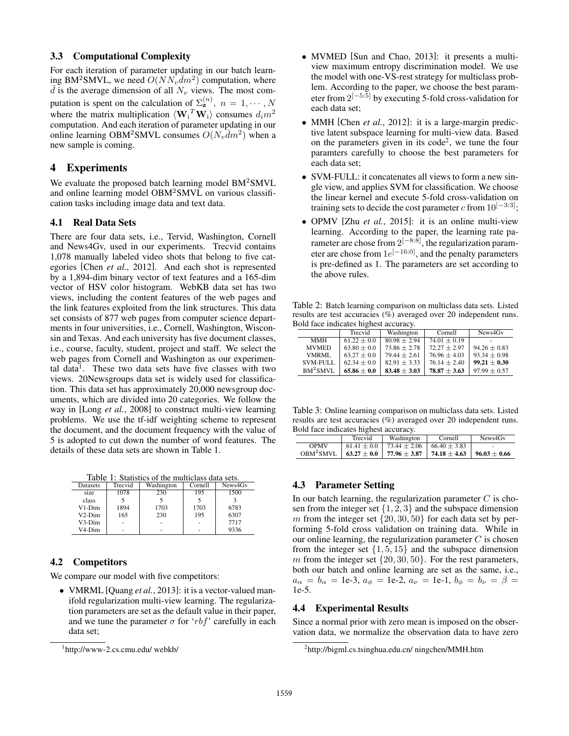### 3.3 Computational Complexity

For each iteration of parameter updating in our batch learning BM$^2$SMVL, we need $O(NN_v\bar{d}m^2)$ computation, where $\bar{d}$ is the average dimension of all $N_v$ views. The most computation is spent on the calculation of $\Sigma_{\mathbf{z}}^{(n)}, \ n = 1, \cdots, N$ where the matrix multiplication $\langle {\mathbf{W}_i}^T \mathbf{W}_i \rangle$ consumes $d_i m^2$ computation. And each iteration of parameter updating in our online learning OBM$^2$SMVL consumes $O(N_v\bar{d}m^2)$ when a new sample is coming.

## 4 Experiments

We evaluate the proposed batch learning model BM$^2$SMVL and online learning model OBM$^2$SMVL on various classification tasks including image data and text data.

### 4.1 Real Data Sets

There are four data sets, i.e., Tervid, Washington, Cornell and News4Gv, used in our experiments. Trecvid contains 1,078 manually labeled video shots that belong to five categories [Chen *et al.*, 2012]. And each shot is represented by a 1,894-dim binary vector of text features and a 165-dim vector of HSV color histogram. WebKB data set has two views, including the content features of the web pages and the link features exploited from the link structures. This data set consists of 877 web pages from computer science departments in four universities, i.e., Cornell, Washington, Wisconsin and Texas. And each university has five document classes, i.e., course, faculty, student, project and staff. We select the web pages from Cornell and Washington as our experimental data[1]. These two data sets have five classes with two views. 20Newsgroups data set is widely used for classification. This data set has approximately 20,000 newsgroup documents, which are divided into 20 categories. We follow the way in [Long *et al.*, 2008] to construct multi-view learning problems. We use the tf-idf weighting scheme to represent the document, and the document frequency with the value of 5 is adopted to cut down the number of word features. The details of these data sets are shown in Table 1.

Table 1: Statistics of the multiclass data sets.

| Datasets | Trecvid | Washington | Cornell | News4Gv |
|---|---|---|---|---|
| size | 1078 | 230 | 195 | 1500 |
| class | 5 | 5 | 5 | 3 |
| V1-Dim | 1894 | 1703 | 1703 | 6783 |
| V2-Dim | 165 | 230 | 195 | 6307 |
| V3-Dim | - | - | - | 7717 |
| V4-Dim | - | - | - | 9336 |

### 4.2 Competitors

We compare our model with five competitors:

- VMRML [Quang *et al.*, 2013]: it is a vector-valued manifold regularization multi-view learning. The regularization parameters are set as the default value in their paper, and we tune the parameter $\sigma$ for '$rbf$' carefully in each data set;
- MVMED [Sun and Chao, 2013]: it presents a multi-view maximum entropy discrimination model. We use the model with one-VS-rest strategy for multiclass problem. According to the paper, we choose the best parameter from $2^{[-5:5]}$ by executing 5-fold cross-validation for each data set;
- MMH [Chen *et al.*, 2012]: it is a large-margin predictive latent subspace learning for multi-view data. Based on the parameters given in its code[2], we tune the four paramters carefully to choose the best parameters for each data set;
- SVM-FULL: it concatenates all views to form a new single view, and applies SVM for classification. We choose the linear kernel and execute 5-fold cross-validation on training sets to decide the cost parameter $c$ from $10^{[-3:3]}$;
- OPMV [Zhu *et al.*, 2015]: it is an online multi-view learning. According to the paper, the learning rate parameter are chose from $2^{[-8:8]}$, the regularization parameter are chose from $1e^{[-16:0]}$, and the penalty parameters is pre-defined as 1. The parameters are set according to the above rules.

Table 2: Batch learning comparison on multiclass data sets. Listed results are test accuracies (%) averaged over 20 independent runs. Bold face indicates highest accuracy.

| | Trecvid | Washington | Cornell | News4Gv |
|---|---|---|---|---|
| MMH | $61.22 \pm 0.0$ | $80.98 \pm 2.94$ | $74.01 \pm 0.19$ | - |
| MVMED | $63.80 \pm 0.0$ | $73.86 \pm 2.78$ | $72.27 \pm 2.97$ | $94.26 \pm 0.83$ |
| VMRML | $63.27 \pm 0.0$ | $79.44 \pm 2.61$ | $76.96 \pm 4.03$ | $93.34 \pm 0.98$ |
| SVM-FULL | $62.34 \pm 0.0$ | $82.91 \pm 3.33$ | $76.14 \pm 2.40$ | $\mathbf{99.21 \pm 0.30}$ |
| BM$^2$SMVL | $\mathbf{65.86 \pm 0.0}$ | $\mathbf{83.48 \pm 3.03}$ | $\mathbf{78.87 \pm 3.63}$ | $97.99 \pm 0.57$ |

Table 3: Online learning comparison on multiclass data sets. Listed results are test accuracies (%) averaged over 20 independent runs. Bold face indicates highest accuracy.

| | Trecvid | Washington | Cornell | News4Gv |
|---|---|---|---|---|
| OPMV | $61.41 \pm 0.0$ | $73.44 \pm 2.06$ | $66.40 \pm 3.83$ | - |
| OBM$^2$SMVL | $\mathbf{63.27 \pm 0.0}$ | $\mathbf{77.96 \pm 3.87}$ | $\mathbf{74.18 \pm 4.63}$ | $\mathbf{96.03 \pm 0.66}$ |

### 4.3 Parameter Setting

In our batch learning, the regularization parameter $C$ is chosen from the integer set $\{1, 2, 3\}$ and the subspace dimension $m$ from the integer set $\{20, 30, 50\}$ for each data set by performing 5-fold cross validation on training data. While in our online learning, the regularization parameter $C$ is chosen from the integer set $\{1, 5, 15\}$ and the subspace dimension $m$ from the integer set $\{20, 30, 50\}$. For the rest parameters, both our batch and online learning are set as the same, i.e., $a_\alpha = b_\alpha =$ 1e-3, $a_\phi =$ 1e-2, $a_\nu =$ 1e-1, $b_\phi = b_\nu = \beta =$ 1e-5.

### 4.4 Experimental Results

Since a normal prior with zero mean is imposed on the observation data, we normalize the observation data to have zero

[1] http://www-2.cs.cmu.edu/ webkb/

[2] http://bigml.cs.tsinghua.edu.cn/ ningchen/MMH.htm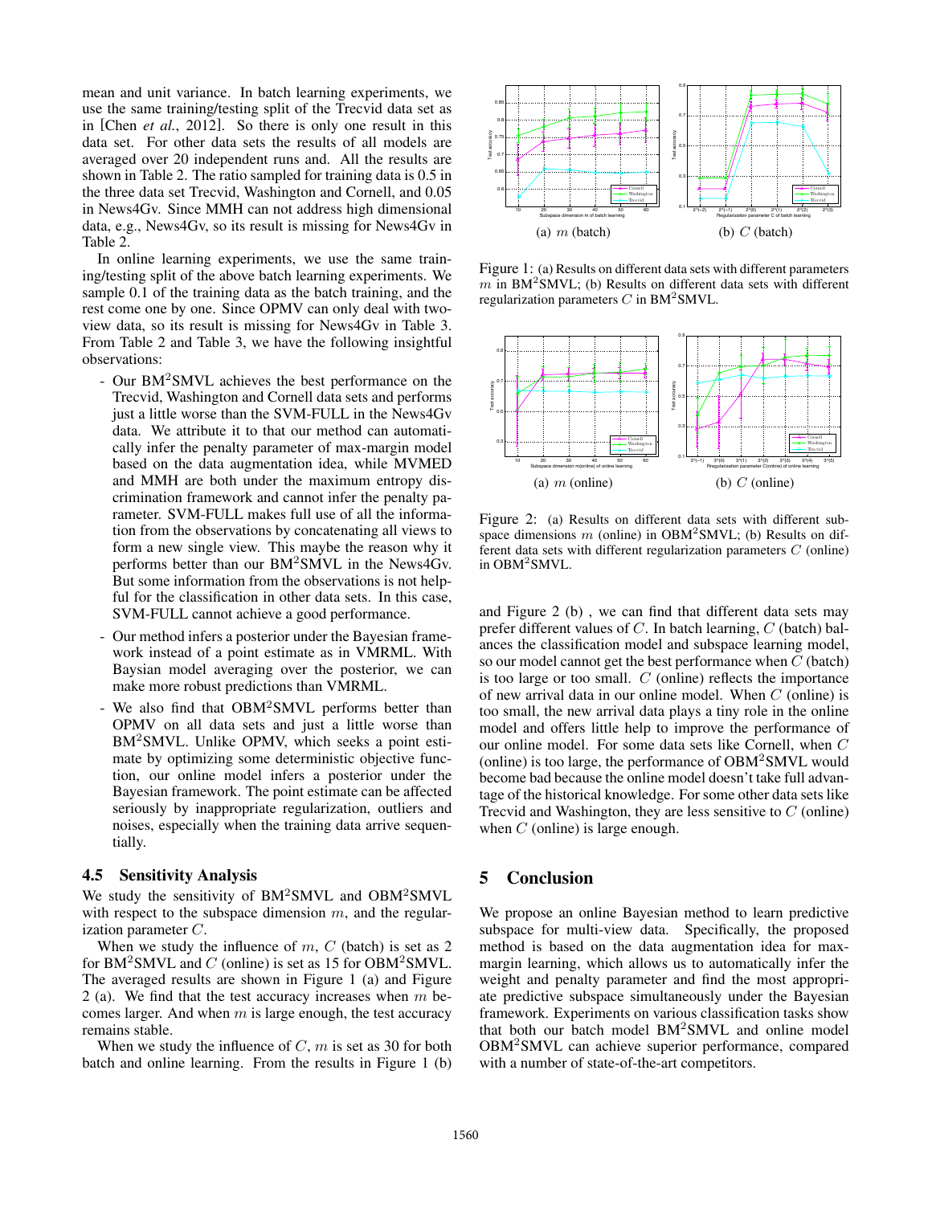mean and unit variance. In batch learning experiments, we use the same training/testing split of the Trecvid data set as in [Chen *et al.*, 2012]. So there is only one result in this data set. For other data sets the results of all models are averaged over 20 independent runs and. All the results are shown in Table 2. The ratio sampled for training data is 0.5 in the three data set Trecvid, Washington and Cornell, and 0.05 in News4Gv. Since MMH can not address high dimensional data, e.g., News4Gv, so its result is missing for News4Gv in Table 2.

In online learning experiments, we use the same training/testing split of the above batch learning experiments. We sample 0.1 of the training data as the batch training, and the rest come one by one. Since OPMV can only deal with two-view data, so its result is missing for News4Gv in Table 3. From Table 2 and Table 3, we have the following insightful observations:

- Our BM$^2$SMVL achieves the best performance on the Trecvid, Washington and Cornell data sets and performs just a little worse than the SVM-FULL in the News4Gv data. We attribute it to that our method can automatically infer the penalty parameter of max-margin model based on the data augmentation idea, while MVMED and MMH are both under the maximum entropy discrimination framework and cannot infer the penalty parameter. SVM-FULL makes full use of all the information from the observations by concatenating all views to form a new single view. This maybe the reason why it performs better than our BM$^2$SMVL in the News4Gv. But some information from the observations is not helpful for the classification in other data sets. In this case, SVM-FULL cannot achieve a good performance.
- Our method infers a posterior under the Bayesian framework instead of a point estimate as in VMRML. With Baysian model averaging over the posterior, we can make more robust predictions than VMRML.
- We also find that OBM$^2$SMVL performs better than OPMV on all data sets and just a little worse than BM$^2$SMVL. Unlike OPMV, which seeks a point estimate by optimizing some deterministic objective function, our online model infers a posterior under the Bayesian framework. The point estimate can be affected seriously by inappropriate regularization, outliers and noises, especially when the training data arrive sequentially.

### 4.5 Sensitivity Analysis

We study the sensitivity of BM$^2$SMVL and OBM$^2$SMVL with respect to the subspace dimension $m$, and the regularization parameter $C$.

When we study the influence of $m$, $C$ (batch) is set as 2 for BM$^2$SMVL and $C$ (online) is set as 15 for OBM$^2$SMVL. The averaged results are shown in Figure 1 (a) and Figure 2 (a). We find that the test accuracy increases when $m$ becomes larger. And when $m$ is large enough, the test accuracy remains stable.

When we study the influence of $C$, $m$ is set as 30 for both batch and online learning. From the results in Figure 1 (b)

(a) $m$ (batch) (b) $C$ (batch)

Figure 1: (a) Results on different data sets with different parameters $m$ in BM$^2$SMVL; (b) Results on different data sets with different regularization parameters $C$ in BM$^2$SMVL.

(a) $m$ (online) (b) $C$ (online)

Figure 2: (a) Results on different data sets with different subspace dimensions $m$ (online) in OBM$^2$SMVL; (b) Results on different data sets with different regularization parameters $C$ (online) in OBM$^2$SMVL.

and Figure 2 (b) , we can find that different data sets may prefer different values of $C$. In batch learning, $C$ (batch) balances the classification model and subspace learning model, so our model cannot get the best performance when $C$ (batch) is too large or too small. $C$ (online) reflects the importance of new arrival data in our online model. When $C$ (online) is too small, the new arrival data plays a tiny role in the online model and offers little help to improve the performance of our online model. For some data sets like Cornell, when $C$ (online) is too large, the performance of OBM$^2$SMVL would become bad because the online model doesn't take full advantage of the historical knowledge. For some other data sets like Trecvid and Washington, they are less sensitive to $C$ (online) when $C$ (online) is large enough.

## 5 Conclusion

We propose an online Bayesian method to learn predictive subspace for multi-view data. Specifically, the proposed method is based on the data augmentation idea for max-margin learning, which allows us to automatically infer the weight and penalty parameter and find the most appropriate predictive subspace simultaneously under the Bayesian framework. Experiments on various classification tasks show that both our batch model BM$^2$SMVL and online model OBM$^2$SMVL can achieve superior performance, compared with a number of state-of-the-art competitors.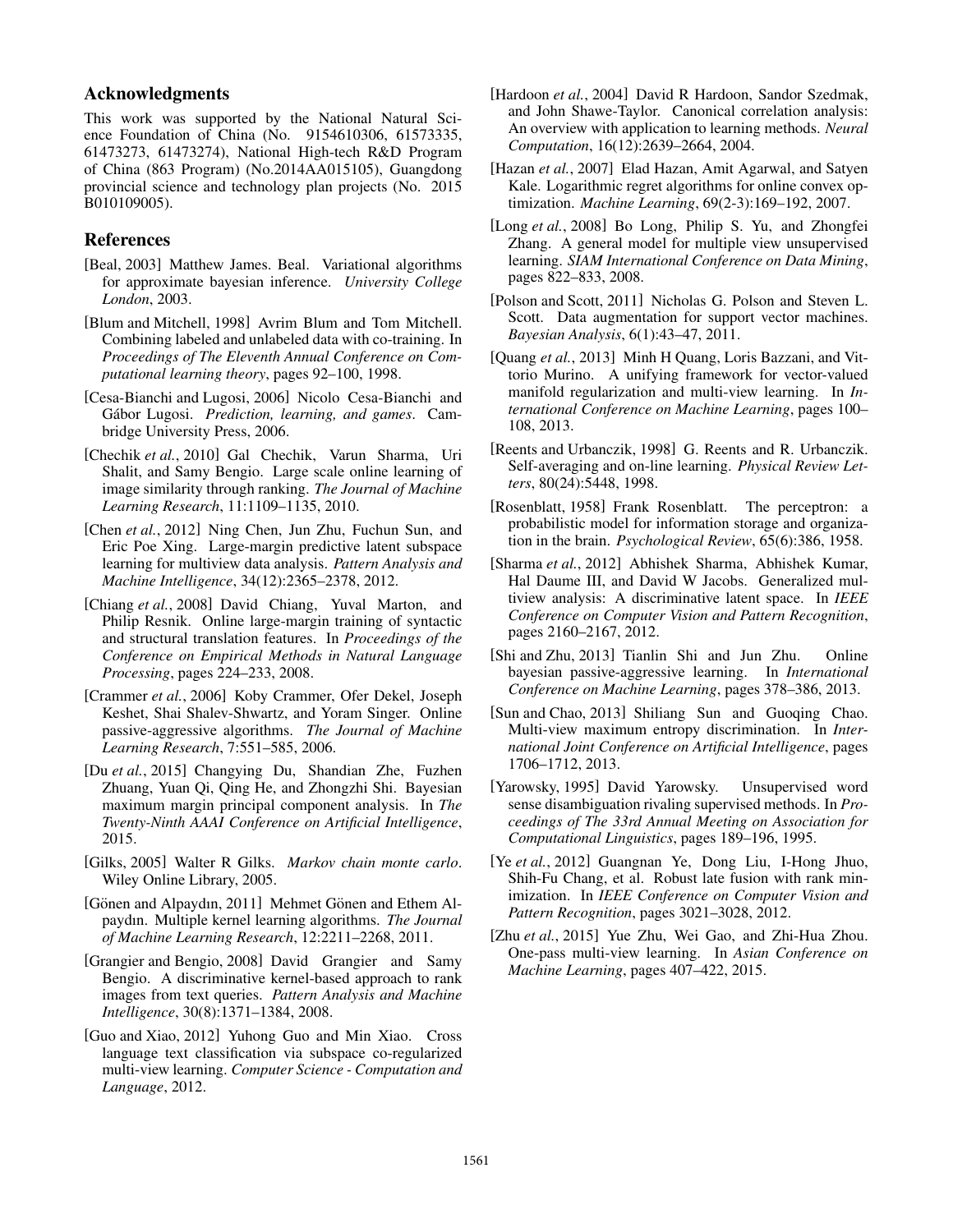## Acknowledgments

This work was supported by the National Natural Science Foundation of China (No. 9154610306, 61573335, 61473273, 61473274), National High-tech R&D Program of China (863 Program) (No.2014AA015105), Guangdong provincial science and technology plan projects (No. 2015 B010109005).

## References

[Beal, 2003] Matthew James. Beal. Variational algorithms for approximate bayesian inference. *University College London*, 2003.

[Blum and Mitchell, 1998] Avrim Blum and Tom Mitchell. Combining labeled and unlabeled data with co-training. In *Proceedings of The Eleventh Annual Conference on Computational learning theory*, pages 92–100, 1998.

[Cesa-Bianchi and Lugosi, 2006] Nicolo Cesa-Bianchi and Gábor Lugosi. *Prediction, learning, and games*. Cambridge University Press, 2006.

[Chechik *et al.*, 2010] Gal Chechik, Varun Sharma, Uri Shalit, and Samy Bengio. Large scale online learning of image similarity through ranking. *The Journal of Machine Learning Research*, 11:1109–1135, 2010.

[Chen *et al.*, 2012] Ning Chen, Jun Zhu, Fuchun Sun, and Eric Poe Xing. Large-margin predictive latent subspace learning for multiview data analysis. *Pattern Analysis and Machine Intelligence*, 34(12):2365–2378, 2012.

[Chiang *et al.*, 2008] David Chiang, Yuval Marton, and Philip Resnik. Online large-margin training of syntactic and structural translation features. In *Proceedings of the Conference on Empirical Methods in Natural Language Processing*, pages 224–233, 2008.

[Crammer *et al.*, 2006] Koby Crammer, Ofer Dekel, Joseph Keshet, Shai Shalev-Shwartz, and Yoram Singer. Online passive-aggressive algorithms. *The Journal of Machine Learning Research*, 7:551–585, 2006.

[Du *et al.*, 2015] Changying Du, Shandian Zhe, Fuzhen Zhuang, Yuan Qi, Qing He, and Zhongzhi Shi. Bayesian maximum margin principal component analysis. In *The Twenty-Ninth AAAI Conference on Artificial Intelligence*, 2015.

[Gilks, 2005] Walter R Gilks. *Markov chain monte carlo*. Wiley Online Library, 2005.

[Gönen and Alpaydın, 2011] Mehmet Gönen and Ethem Alpaydın. Multiple kernel learning algorithms. *The Journal of Machine Learning Research*, 12:2211–2268, 2011.

[Grangier and Bengio, 2008] David Grangier and Samy Bengio. A discriminative kernel-based approach to rank images from text queries. *Pattern Analysis and Machine Intelligence*, 30(8):1371–1384, 2008.

[Guo and Xiao, 2012] Yuhong Guo and Min Xiao. Cross language text classification via subspace co-regularized multi-view learning. *Computer Science - Computation and Language*, 2012.

[Hardoon *et al.*, 2004] David R Hardoon, Sandor Szedmak, and John Shawe-Taylor. Canonical correlation analysis: An overview with application to learning methods. *Neural Computation*, 16(12):2639–2664, 2004.

[Hazan *et al.*, 2007] Elad Hazan, Amit Agarwal, and Satyen Kale. Logarithmic regret algorithms for online convex optimization. *Machine Learning*, 69(2-3):169–192, 2007.

[Long *et al.*, 2008] Bo Long, Philip S. Yu, and Zhongfei Zhang. A general model for multiple view unsupervised learning. *SIAM International Conference on Data Mining*, pages 822–833, 2008.

[Polson and Scott, 2011] Nicholas G. Polson and Steven L. Scott. Data augmentation for support vector machines. *Bayesian Analysis*, 6(1):43–47, 2011.

[Quang *et al.*, 2013] Minh H Quang, Loris Bazzani, and Vittorio Murino. A unifying framework for vector-valued manifold regularization and multi-view learning. In *International Conference on Machine Learning*, pages 100–108, 2013.

[Reents and Urbanczik, 1998] G. Reents and R. Urbanczik. Self-averaging and on-line learning. *Physical Review Letters*, 80(24):5448, 1998.

[Rosenblatt, 1958] Frank Rosenblatt. The perceptron: a probabilistic model for information storage and organization in the brain. *Psychological Review*, 65(6):386, 1958.

[Sharma *et al.*, 2012] Abhishek Sharma, Abhishek Kumar, Hal Daume III, and David W Jacobs. Generalized multiview analysis: A discriminative latent space. In *IEEE Conference on Computer Vision and Pattern Recognition*, pages 2160–2167, 2012.

[Shi and Zhu, 2013] Tianlin Shi and Jun Zhu. Online bayesian passive-aggressive learning. In *International Conference on Machine Learning*, pages 378–386, 2013.

[Sun and Chao, 2013] Shiliang Sun and Guoqing Chao. Multi-view maximum entropy discrimination. In *International Joint Conference on Artificial Intelligence*, pages 1706–1712, 2013.

[Yarowsky, 1995] David Yarowsky. Unsupervised word sense disambiguation rivaling supervised methods. In *Proceedings of The 33rd Annual Meeting on Association for Computational Linguistics*, pages 189–196, 1995.

[Ye *et al.*, 2012] Guangnan Ye, Dong Liu, I-Hong Jhuo, Shih-Fu Chang, et al. Robust late fusion with rank minimization. In *IEEE Conference on Computer Vision and Pattern Recognition*, pages 3021–3028, 2012.

[Zhu *et al.*, 2015] Yue Zhu, Wei Gao, and Zhi-Hua Zhou. One-pass multi-view learning. In *Asian Conference on Machine Learning*, pages 407–422, 2015.